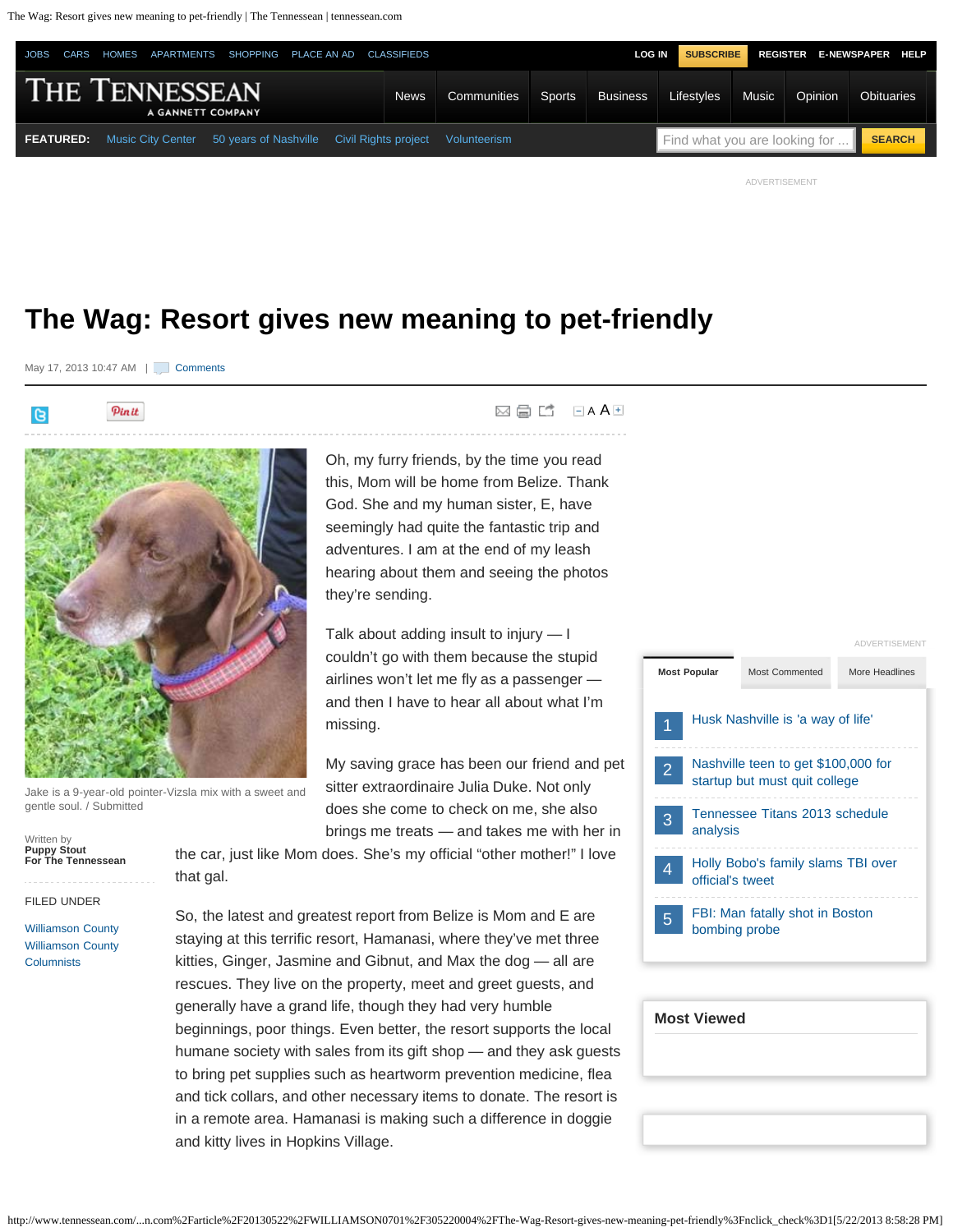# The Wag: Resort gives new meaning to pet-friendly

May 17, 2013 10:47 AM | Comments

Jake is a 9-year-old pointer-Vizsla mix with a sweet and gentle soul. / Submitted

Written by
**Puppy Stout**
**For The Tennessean**

FILED UNDER

Williamson County
Williamson County Columnists

Oh, my furry friends, by the time you read this, Mom will be home from Belize. Thank God. She and my human sister, E, have seemingly had quite the fantastic trip and adventures. I am at the end of my leash hearing about them and seeing the photos they're sending.

Talk about adding insult to injury — I couldn't go with them because the stupid airlines won't let me fly as a passenger — and then I have to hear all about what I'm missing.

My saving grace has been our friend and pet sitter extraordinaire Julia Duke. Not only does she come to check on me, she also brings me treats — and takes me with her in the car, just like Mom does. She's my official "other mother!" I love that gal.

So, the latest and greatest report from Belize is Mom and E are staying at this terrific resort, Hamanasi, where they've met three kitties, Ginger, Jasmine and Gibnut, and Max the dog — all are rescues. They live on the property, meet and greet guests, and generally have a grand life, though they had very humble beginnings, poor things. Even better, the resort supports the local humane society with sales from its gift shop — and they ask guests to bring pet supplies such as heartworm prevention medicine, flea and tick collars, and other necessary items to donate. The resort is in a remote area. Hamanasi is making such a difference in doggie and kitty lives in Hopkins Village.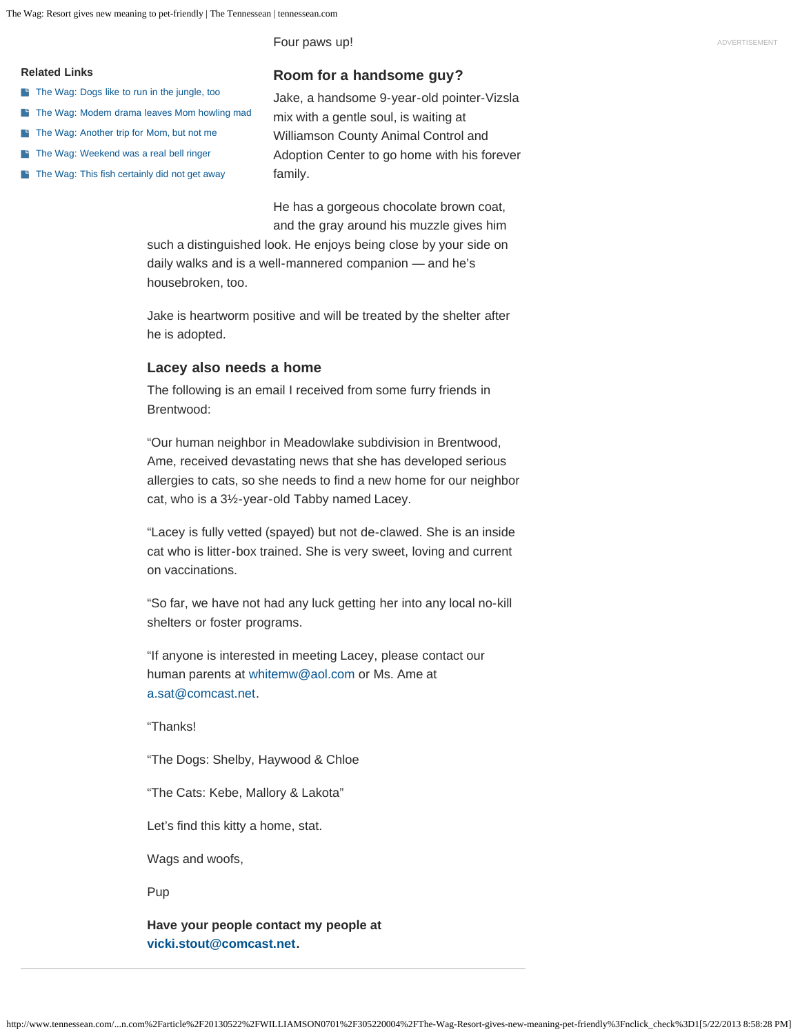Four paws up!

**Related Links**

- The Wag: Dogs like to run in the jungle, too
- The Wag: Modem drama leaves Mom howling mad
- The Wag: Another trip for Mom, but not me
- The Wag: Weekend was a real bell ringer
- The Wag: This fish certainly did not get away

## Room for a handsome guy?

Jake, a handsome 9-year-old pointer-Vizsla mix with a gentle soul, is waiting at Williamson County Animal Control and Adoption Center to go home with his forever family.

He has a gorgeous chocolate brown coat, and the gray around his muzzle gives him such a distinguished look. He enjoys being close by your side on daily walks and is a well-mannered companion — and he's housebroken, too.

Jake is heartworm positive and will be treated by the shelter after he is adopted.

## Lacey also needs a home

The following is an email I received from some furry friends in Brentwood:

"Our human neighbor in Meadowlake subdivision in Brentwood, Ame, received devastating news that she has developed serious allergies to cats, so she needs to find a new home for our neighbor cat, who is a 3½-year-old Tabby named Lacey.

"Lacey is fully vetted (spayed) but not de-clawed. She is an inside cat who is litter-box trained. She is very sweet, loving and current on vaccinations.

"So far, we have not had any luck getting her into any local no-kill shelters or foster programs.

"If anyone is interested in meeting Lacey, please contact our human parents at whitemw@aol.com or Ms. Ame at a.sat@comcast.net.

"Thanks!

"The Dogs: Shelby, Haywood & Chloe

"The Cats: Kebe, Mallory & Lakota"

Let's find this kitty a home, stat.

Wags and woofs,

Pup

**Have your people contact my people at vicki.stout@comcast.net.**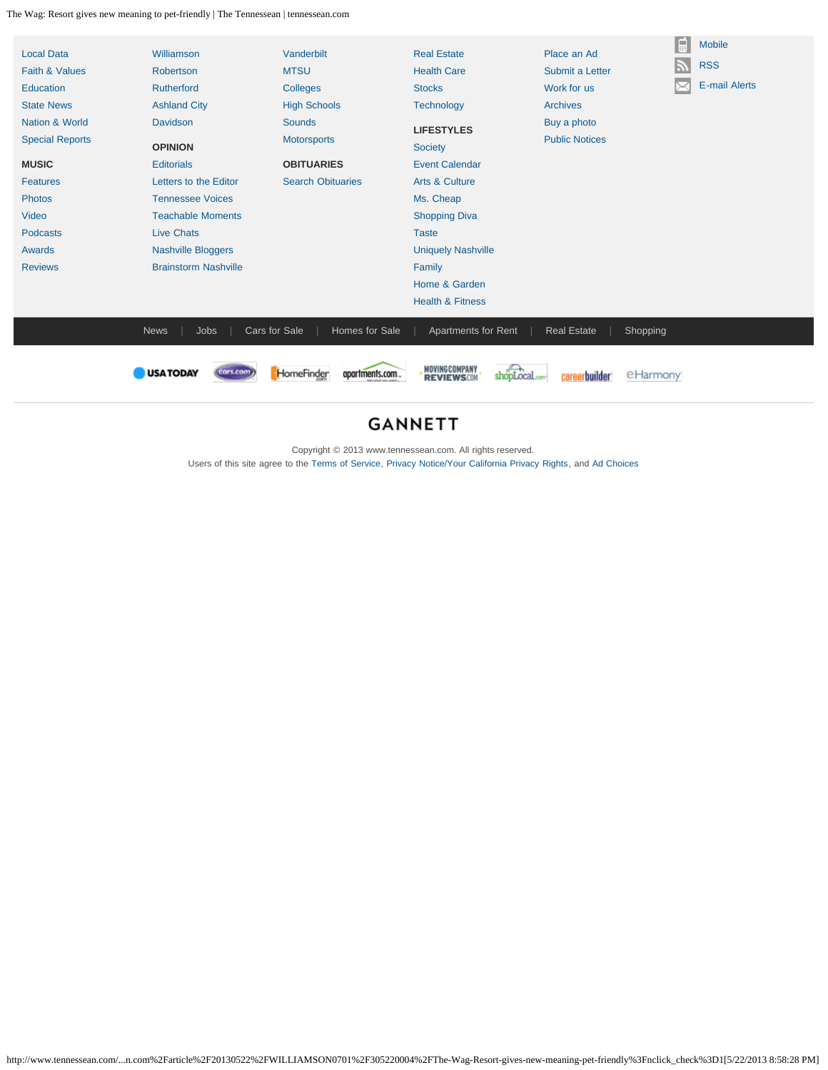Local Data
Faith & Values
Education
State News
Nation & World
Special Reports

**MUSIC**
Features
Photos
Video
Podcasts
Awards
Reviews

Williamson
Robertson
Rutherford
Ashland City
Davidson

**OPINION**
Editorials
Letters to the Editor
Tennessee Voices
Teachable Moments
Live Chats
Nashville Bloggers
Brainstorm Nashville

Vanderbilt
MTSU
Colleges
High Schools
Sounds
Motorsports

**OBITUARIES**
Search Obituaries

Real Estate
Health Care
Stocks
Technology

**LIFESTYLES**
Society
Event Calendar
Arts & Culture
Ms. Cheap
Shopping Diva
Taste
Uniquely Nashville
Family
Home & Garden
Health & Fitness

Place an Ad
Submit a Letter
Work for us
Archives
Buy a photo
Public Notices

Mobile
RSS
E-mail Alerts

News | Jobs | Cars for Sale | Homes for Sale | Apartments for Rent | Real Estate | Shopping

USA TODAY cars.com HomeFinder apartments.com MOVINGCOMPANYREVIEWS.COM shopLocal.com careerbuilder eHarmony

GANNETT

Copyright © 2013 www.tennessean.com. All rights reserved.
Users of this site agree to the Terms of Service, Privacy Notice/Your California Privacy Rights, and Ad Choices